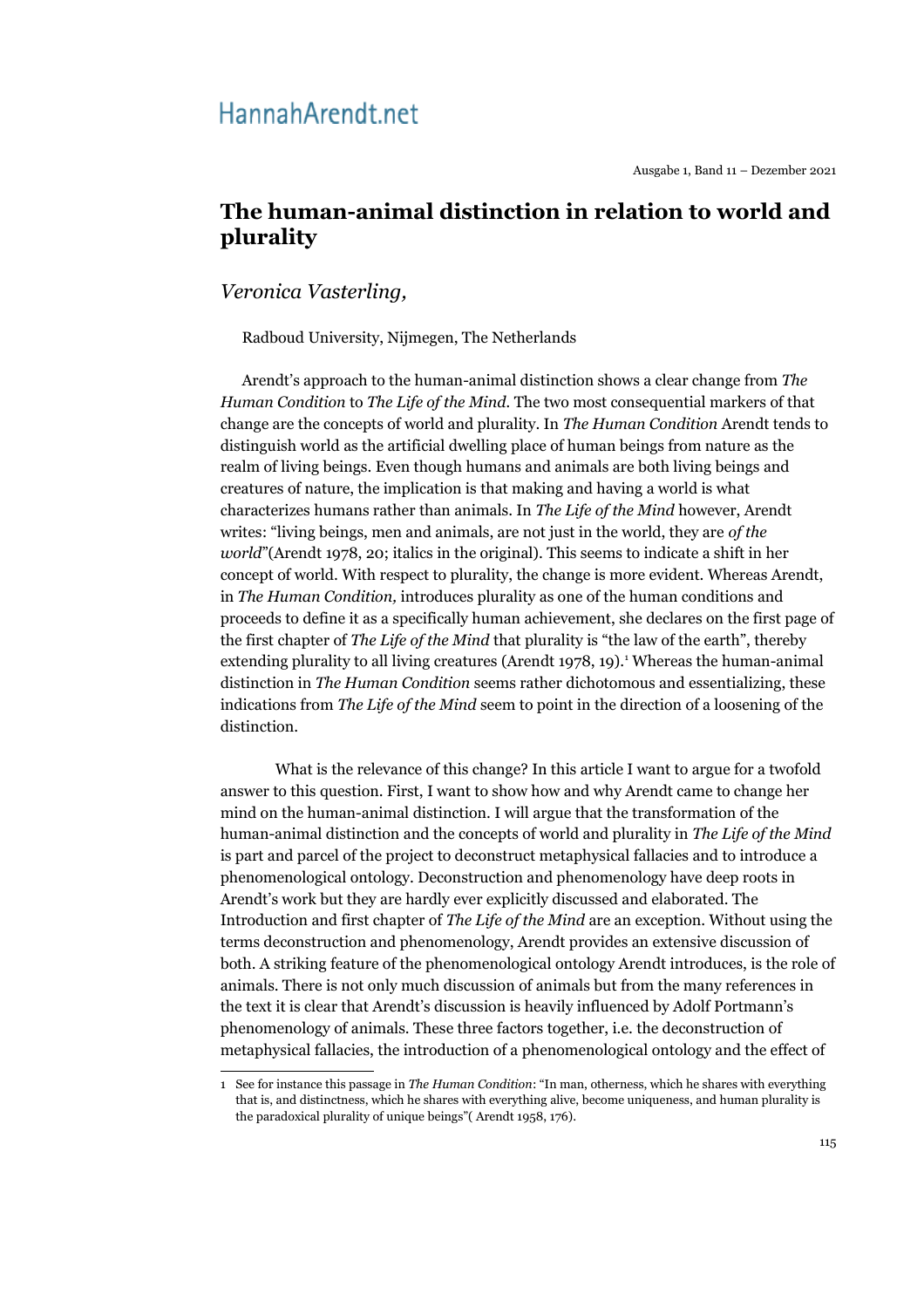# The human-animal distinction in relation to world and plurality

*Veronica Vasterling,*

Radboud University, Nijmegen, The Netherlands

Arendt's approach to the human-animal distinction shows a clear change from *The Human Condition* to *The Life of the Mind*. The two most consequential markers of that change are the concepts of world and plurality. In *The Human Condition* Arendt tends to distinguish world as the artificial dwelling place of human beings from nature as the realm of living beings. Even though humans and animals are both living beings and creatures of nature, the implication is that making and having a world is what characterizes humans rather than animals. In *The Life of the Mind* however, Arendt writes: "living beings, men and animals, are not just in the world, they are *of the world*"(Arendt 1978, 20; italics in the original). This seems to indicate a shift in her concept of world. With respect to plurality, the change is more evident. Whereas Arendt, in *The Human Condition,* introduces plurality as one of the human conditions and proceeds to define it as a specifically human achievement, she declares on the first page of the first chapter of *The Life of the Mind* that plurality is "the law of the earth", thereby extending plurality to all living creatures (Arendt 1978, 19).[1] Whereas the human-animal distinction in *The Human Condition* seems rather dichotomous and essentializing, these indications from *The Life of the Mind* seem to point in the direction of a loosening of the distinction.

What is the relevance of this change? In this article I want to argue for a twofold answer to this question. First, I want to show how and why Arendt came to change her mind on the human-animal distinction. I will argue that the transformation of the human-animal distinction and the concepts of world and plurality in *The Life of the Mind* is part and parcel of the project to deconstruct metaphysical fallacies and to introduce a phenomenological ontology. Deconstruction and phenomenology have deep roots in Arendt's work but they are hardly ever explicitly discussed and elaborated. The Introduction and first chapter of *The Life of the Mind* are an exception. Without using the terms deconstruction and phenomenology, Arendt provides an extensive discussion of both. A striking feature of the phenomenological ontology Arendt introduces, is the role of animals. There is not only much discussion of animals but from the many references in the text it is clear that Arendt's discussion is heavily influenced by Adolf Portmann's phenomenology of animals. These three factors together, i.e. the deconstruction of metaphysical fallacies, the introduction of a phenomenological ontology and the effect of

---

1 See for instance this passage in *The Human Condition*: "In man, otherness, which he shares with everything that is, and distinctness, which he shares with everything alive, become uniqueness, and human plurality is the paradoxical plurality of unique beings"( Arendt 1958, 176).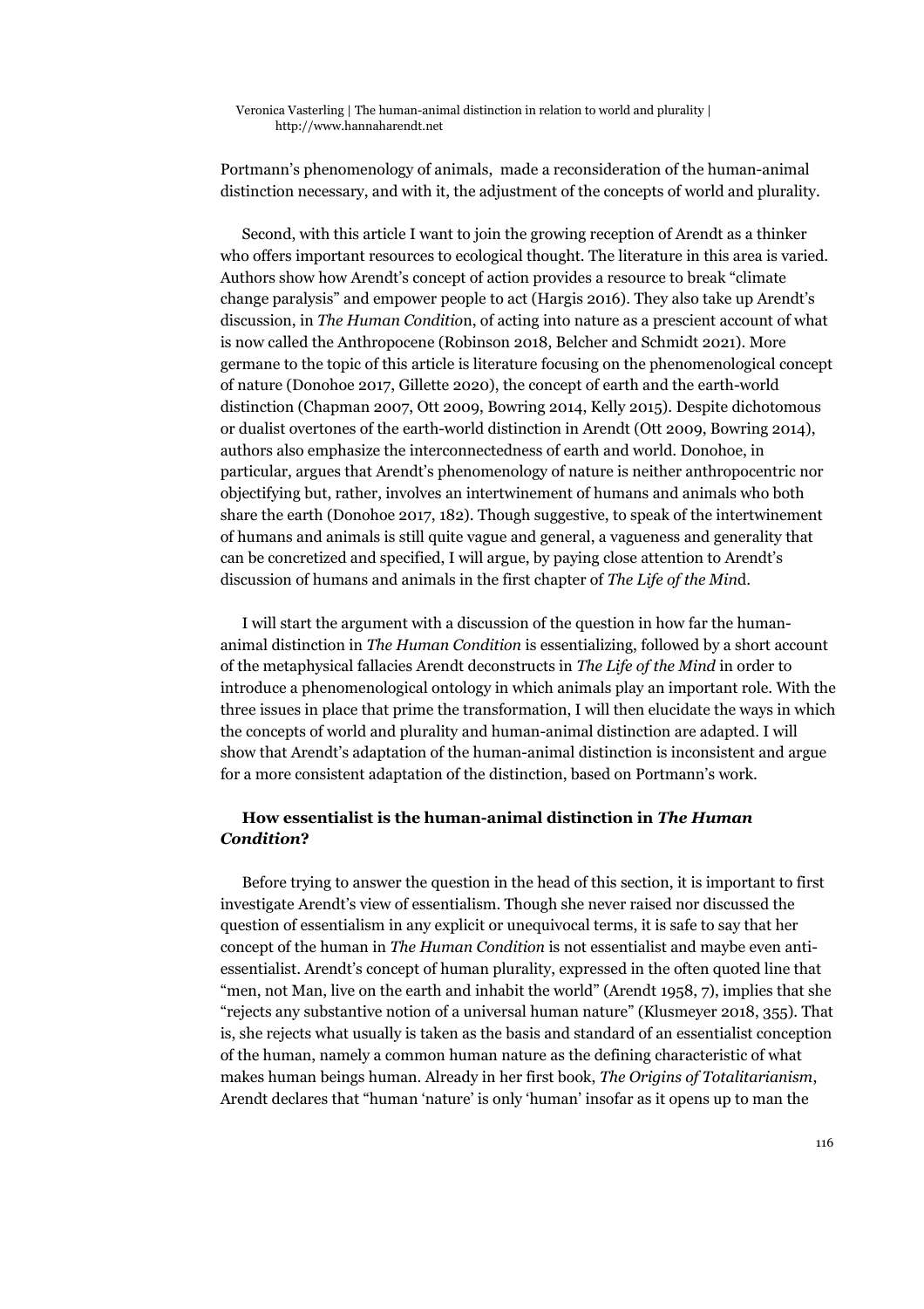Portmann's phenomenology of animals, made a reconsideration of the human-animal distinction necessary, and with it, the adjustment of the concepts of world and plurality.

Second, with this article I want to join the growing reception of Arendt as a thinker who offers important resources to ecological thought. The literature in this area is varied. Authors show how Arendt's concept of action provides a resource to break "climate change paralysis" and empower people to act (Hargis 2016). They also take up Arendt's discussion, in *The Human Condition*, of acting into nature as a prescient account of what is now called the Anthropocene (Robinson 2018, Belcher and Schmidt 2021). More germane to the topic of this article is literature focusing on the phenomenological concept of nature (Donohoe 2017, Gillette 2020), the concept of earth and the earth-world distinction (Chapman 2007, Ott 2009, Bowring 2014, Kelly 2015). Despite dichotomous or dualist overtones of the earth-world distinction in Arendt (Ott 2009, Bowring 2014), authors also emphasize the interconnectedness of earth and world. Donohoe, in particular, argues that Arendt's phenomenology of nature is neither anthropocentric nor objectifying but, rather, involves an intertwinement of humans and animals who both share the earth (Donohoe 2017, 182). Though suggestive, to speak of the intertwinement of humans and animals is still quite vague and general, a vagueness and generality that can be concretized and specified, I will argue, by paying close attention to Arendt's discussion of humans and animals in the first chapter of *The Life of the Mind*.

I will start the argument with a discussion of the question in how far the human-animal distinction in *The Human Condition* is essentializing, followed by a short account of the metaphysical fallacies Arendt deconstructs in *The Life of the Mind* in order to introduce a phenomenological ontology in which animals play an important role. With the three issues in place that prime the transformation, I will then elucidate the ways in which the concepts of world and plurality and human-animal distinction are adapted. I will show that Arendt's adaptation of the human-animal distinction is inconsistent and argue for a more consistent adaptation of the distinction, based on Portmann's work.

## How essentialist is the human-animal distinction in *The Human Condition*?

Before trying to answer the question in the head of this section, it is important to first investigate Arendt's view of essentialism. Though she never raised nor discussed the question of essentialism in any explicit or unequivocal terms, it is safe to say that her concept of the human in *The Human Condition* is not essentialist and maybe even anti-essentialist. Arendt's concept of human plurality, expressed in the often quoted line that "men, not Man, live on the earth and inhabit the world" (Arendt 1958, 7), implies that she "rejects any substantive notion of a universal human nature" (Klusmeyer 2018, 355). That is, she rejects what usually is taken as the basis and standard of an essentialist conception of the human, namely a common human nature as the defining characteristic of what makes human beings human. Already in her first book, *The Origins of Totalitarianism*, Arendt declares that "human 'nature' is only 'human' insofar as it opens up to man the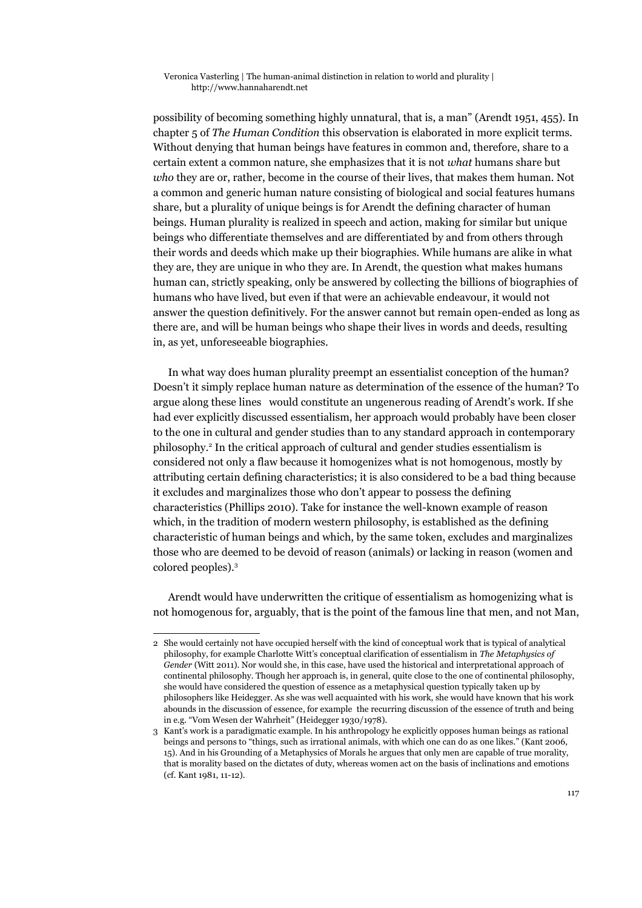possibility of becoming something highly unnatural, that is, a man" (Arendt 1951, 455). In chapter 5 of *The Human Condition* this observation is elaborated in more explicit terms. Without denying that human beings have features in common and, therefore, share to a certain extent a common nature, she emphasizes that it is not *what* humans share but *who* they are or, rather, become in the course of their lives, that makes them human. Not a common and generic human nature consisting of biological and social features humans share, but a plurality of unique beings is for Arendt the defining character of human beings. Human plurality is realized in speech and action, making for similar but unique beings who differentiate themselves and are differentiated by and from others through their words and deeds which make up their biographies. While humans are alike in what they are, they are unique in who they are. In Arendt, the question what makes humans human can, strictly speaking, only be answered by collecting the billions of biographies of humans who have lived, but even if that were an achievable endeavour, it would not answer the question definitively. For the answer cannot but remain open-ended as long as there are, and will be human beings who shape their lives in words and deeds, resulting in, as yet, unforeseeable biographies.

In what way does human plurality preempt an essentialist conception of the human? Doesn't it simply replace human nature as determination of the essence of the human? To argue along these lines would constitute an ungenerous reading of Arendt's work. If she had ever explicitly discussed essentialism, her approach would probably have been closer to the one in cultural and gender studies than to any standard approach in contemporary philosophy.[2] In the critical approach of cultural and gender studies essentialism is considered not only a flaw because it homogenizes what is not homogenous, mostly by attributing certain defining characteristics; it is also considered to be a bad thing because it excludes and marginalizes those who don't appear to possess the defining characteristics (Phillips 2010). Take for instance the well-known example of reason which, in the tradition of modern western philosophy, is established as the defining characteristic of human beings and which, by the same token, excludes and marginalizes those who are deemed to be devoid of reason (animals) or lacking in reason (women and colored peoples).[3]

Arendt would have underwritten the critique of essentialism as homogenizing what is not homogenous for, arguably, that is the point of the famous line that men, and not Man,

---

[2] She would certainly not have occupied herself with the kind of conceptual work that is typical of analytical philosophy, for example Charlotte Witt's conceptual clarification of essentialism in *The Metaphysics of Gender* (Witt 2011). Nor would she, in this case, have used the historical and interpretational approach of continental philosophy. Though her approach is, in general, quite close to the one of continental philosophy, she would have considered the question of essence as a metaphysical question typically taken up by philosophers like Heidegger. As she was well acquainted with his work, she would have known that his work abounds in the discussion of essence, for example the recurring discussion of the essence of truth and being in e.g. "Vom Wesen der Wahrheit" (Heidegger 1930/1978).

[3] Kant's work is a paradigmatic example. In his anthropology he explicitly opposes human beings as rational beings and persons to "things, such as irrational animals, with which one can do as one likes." (Kant 2006, 15). And in his Grounding of a Metaphysics of Morals he argues that only men are capable of true morality, that is morality based on the dictates of duty, whereas women act on the basis of inclinations and emotions (cf. Kant 1981, 11-12).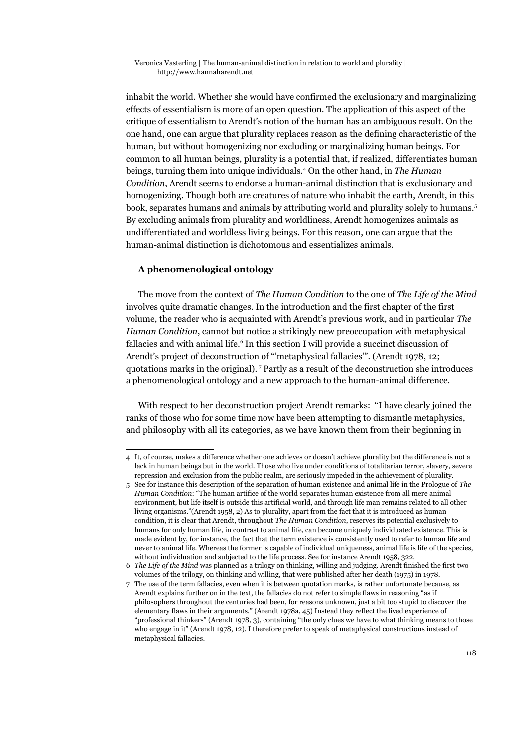inhabit the world. Whether she would have confirmed the exclusionary and marginalizing effects of essentialism is more of an open question. The application of this aspect of the critique of essentialism to Arendt's notion of the human has an ambiguous result. On the one hand, one can argue that plurality replaces reason as the defining characteristic of the human, but without homogenizing nor excluding or marginalizing human beings. For common to all human beings, plurality is a potential that, if realized, differentiates human beings, turning them into unique individuals.[4] On the other hand, in *The Human Condition*, Arendt seems to endorse a human-animal distinction that is exclusionary and homogenizing. Though both are creatures of nature who inhabit the earth, Arendt, in this book, separates humans and animals by attributing world and plurality solely to humans.[5] By excluding animals from plurality and worldliness, Arendt homogenizes animals as undifferentiated and worldless living beings. For this reason, one can argue that the human-animal distinction is dichotomous and essentializes animals.

### A phenomenological ontology

The move from the context of *The Human Condition* to the one of *The Life of the Mind* involves quite dramatic changes. In the introduction and the first chapter of the first volume, the reader who is acquainted with Arendt's previous work, and in particular *The Human Condition*, cannot but notice a strikingly new preoccupation with metaphysical fallacies and with animal life.[6] In this section I will provide a succinct discussion of Arendt's project of deconstruction of "'metaphysical fallacies'". (Arendt 1978, 12; quotations marks in the original).[7] Partly as a result of the deconstruction she introduces a phenomenological ontology and a new approach to the human-animal difference.

With respect to her deconstruction project Arendt remarks: "I have clearly joined the ranks of those who for some time now have been attempting to dismantle metaphysics, and philosophy with all its categories, as we have known them from their beginning in

---

4 It, of course, makes a difference whether one achieves or doesn't achieve plurality but the difference is not a lack in human beings but in the world. Those who live under conditions of totalitarian terror, slavery, severe repression and exclusion from the public realm, are seriously impeded in the achievement of plurality.

5 See for instance this description of the separation of human existence and animal life in the Prologue of *The Human Condition*: "The human artifice of the world separates human existence from all mere animal environment, but life itself is outside this artificial world, and through life man remains related to all other living organisms."(Arendt 1958, 2) As to plurality, apart from the fact that it is introduced as human condition, it is clear that Arendt, throughout *The Human Condition*, reserves its potential exclusively to humans for only human life, in contrast to animal life, can become uniquely individuated existence. This is made evident by, for instance, the fact that the term existence is consistently used to refer to human life and never to animal life. Whereas the former is capable of individual uniqueness, animal life is life of the species, without individuation and subjected to the life process. See for instance Arendt 1958, 322.

6 *The Life of the Mind* was planned as a trilogy on thinking, willing and judging. Arendt finished the first two volumes of the trilogy, on thinking and willing, that were published after her death (1975) in 1978.

7 The use of the term fallacies, even when it is between quotation marks, is rather unfortunate because, as Arendt explains further on in the text, the fallacies do not refer to simple flaws in reasoning "as if philosophers throughout the centuries had been, for reasons unknown, just a bit too stupid to discover the elementary flaws in their arguments." (Arendt 1978a, 45) Instead they reflect the lived experience of "professional thinkers" (Arendt 1978, 3), containing "the only clues we have to what thinking means to those who engage in it" (Arendt 1978, 12). I therefore prefer to speak of metaphysical constructions instead of metaphysical fallacies.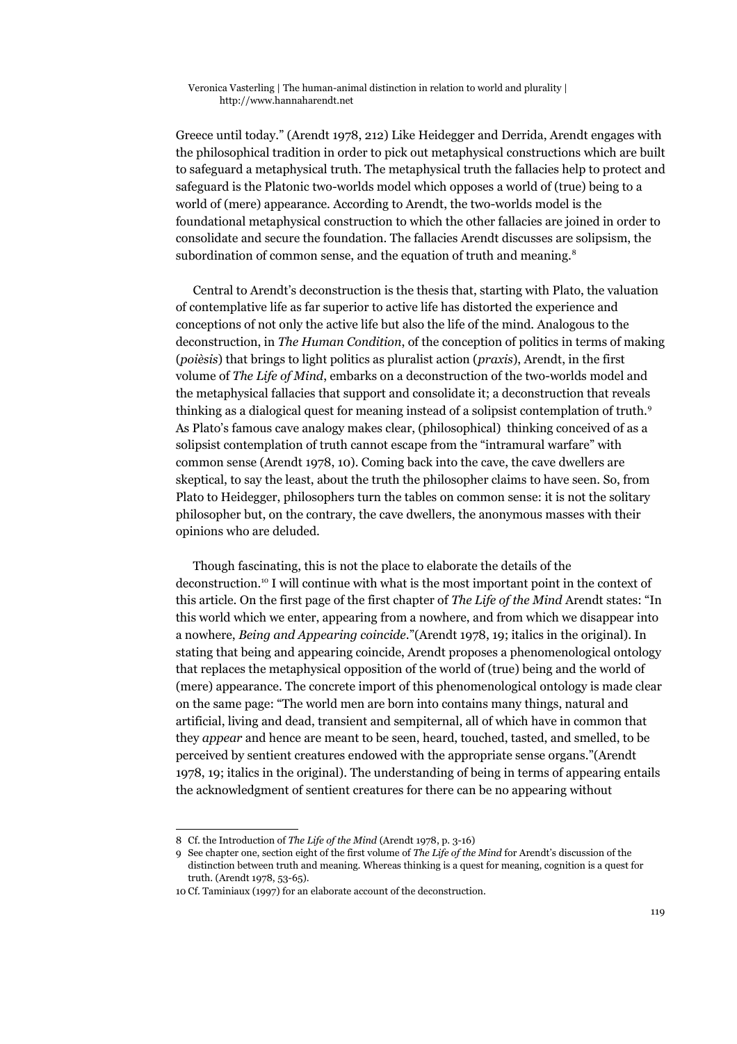Greece until today." (Arendt 1978, 212) Like Heidegger and Derrida, Arendt engages with the philosophical tradition in order to pick out metaphysical constructions which are built to safeguard a metaphysical truth. The metaphysical truth the fallacies help to protect and safeguard is the Platonic two-worlds model which opposes a world of (true) being to a world of (mere) appearance. According to Arendt, the two-worlds model is the foundational metaphysical construction to which the other fallacies are joined in order to consolidate and secure the foundation. The fallacies Arendt discusses are solipsism, the subordination of common sense, and the equation of truth and meaning.[8]

Central to Arendt's deconstruction is the thesis that, starting with Plato, the valuation of contemplative life as far superior to active life has distorted the experience and conceptions of not only the active life but also the life of the mind. Analogous to the deconstruction, in *The Human Condition*, of the conception of politics in terms of making (*poièsis*) that brings to light politics as pluralist action (*praxis*), Arendt, in the first volume of *The Life of Mind*, embarks on a deconstruction of the two-worlds model and the metaphysical fallacies that support and consolidate it; a deconstruction that reveals thinking as a dialogical quest for meaning instead of a solipsist contemplation of truth.[9] As Plato's famous cave analogy makes clear, (philosophical) thinking conceived of as a solipsist contemplation of truth cannot escape from the "intramural warfare" with common sense (Arendt 1978, 10). Coming back into the cave, the cave dwellers are skeptical, to say the least, about the truth the philosopher claims to have seen. So, from Plato to Heidegger, philosophers turn the tables on common sense: it is not the solitary philosopher but, on the contrary, the cave dwellers, the anonymous masses with their opinions who are deluded.

Though fascinating, this is not the place to elaborate the details of the deconstruction.[10] I will continue with what is the most important point in the context of this article. On the first page of the first chapter of *The Life of Mind* Arendt states: "In this world which we enter, appearing from a nowhere, and from which we disappear into a nowhere, *Being and Appearing coincide*."(Arendt 1978, 19; italics in the original). In stating that being and appearing coincide, Arendt proposes a phenomenological ontology that replaces the metaphysical opposition of the world of (true) being and the world of (mere) appearance. The concrete import of this phenomenological ontology is made clear on the same page: "The world men are born into contains many things, natural and artificial, living and dead, transient and sempiternal, all of which have in common that they *appear* and hence are meant to be seen, heard, touched, tasted, and smelled, to be perceived by sentient creatures endowed with the appropriate sense organs."(Arendt 1978, 19; italics in the original). The understanding of being in terms of appearing entails the acknowledgment of sentient creatures for there can be no appearing without

---

8 Cf. the Introduction of *The Life of the Mind* (Arendt 1978, p. 3-16)

9 See chapter one, section eight of the first volume of *The Life of the Mind* for Arendt's discussion of the distinction between truth and meaning. Whereas thinking is a quest for meaning, cognition is a quest for truth. (Arendt 1978, 53-65).

10 Cf. Taminiaux (1997) for an elaborate account of the deconstruction.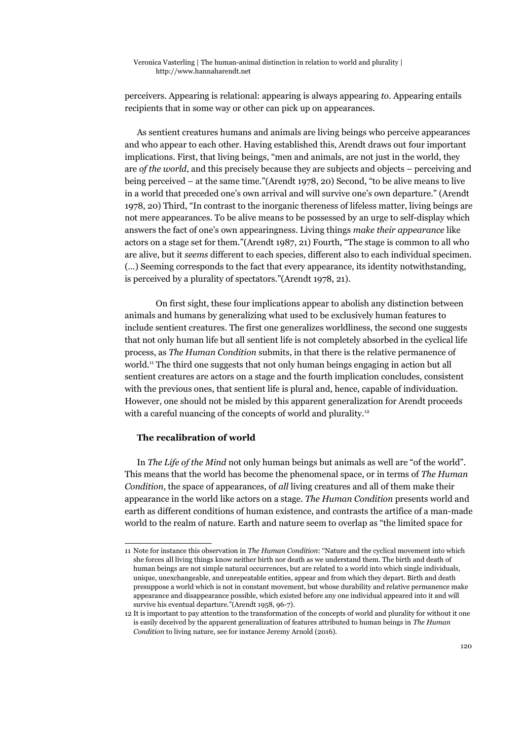perceivers. Appearing is relational: appearing is always appearing *to*. Appearing entails recipients that in some way or other can pick up on appearances.

As sentient creatures humans and animals are living beings who perceive appearances and who appear to each other. Having established this, Arendt draws out four important implications. First, that living beings, "men and animals, are not just in the world, they are *of the world*, and this precisely because they are subjects and objects – perceiving and being perceived – at the same time."(Arendt 1978, 20) Second, "to be alive means to live in a world that preceded one's own arrival and will survive one's own departure." (Arendt 1978, 20) Third, "In contrast to the inorganic thereness of lifeless matter, living beings are not mere appearances. To be alive means to be possessed by an urge to self-display which answers the fact of one's own appearingness. Living things *make their appearance* like actors on a stage set for them."(Arendt 1987, 21) Fourth, "The stage is common to all who are alive, but it *seems* different to each species, different also to each individual specimen. (…) Seeming corresponds to the fact that every appearance, its identity notwithstanding, is perceived by a plurality of spectators."(Arendt 1978, 21).

On first sight, these four implications appear to abolish any distinction between animals and humans by generalizing what used to be exclusively human features to include sentient creatures. The first one generalizes worldliness, the second one suggests that not only human life but all sentient life is not completely absorbed in the cyclical life process, as *The Human Condition* submits, in that there is the relative permanence of world.[11] The third one suggests that not only human beings engaging in action but all sentient creatures are actors on a stage and the fourth implication concludes, consistent with the previous ones, that sentient life is plural and, hence, capable of individuation. However, one should not be misled by this apparent generalization for Arendt proceeds with a careful nuancing of the concepts of world and plurality.[12]

### The recalibration of world

In *The Life of the Mind* not only human beings but animals as well are "of the world". This means that the world has become the phenomenal space, or in terms of *The Human Condition*, the space of appearances, of *all* living creatures and all of them make their appearance in the world like actors on a stage. *The Human Condition* presents world and earth as different conditions of human existence, and contrasts the artifice of a man-made world to the realm of nature. Earth and nature seem to overlap as "the limited space for

---

11 Note for instance this observation in *The Human Condition*: "Nature and the cyclical movement into which she forces all living things know neither birth nor death as we understand them. The birth and death of human beings are not simple natural occurrences, but are related to a world into which single individuals, unique, unexchangeable, and unrepeatable entities, appear and from which they depart. Birth and death presuppose a world which is not in constant movement, but whose durability and relative permanence make appearance and disappearance possible, which existed before any one individual appeared into it and will survive his eventual departure."(Arendt 1958, 96-7).

12 It is important to pay attention to the transformation of the concepts of world and plurality for without it one is easily deceived by the apparent generalization of features attributed to human beings in *The Human Condition* to living nature, see for instance Jeremy Arnold (2016).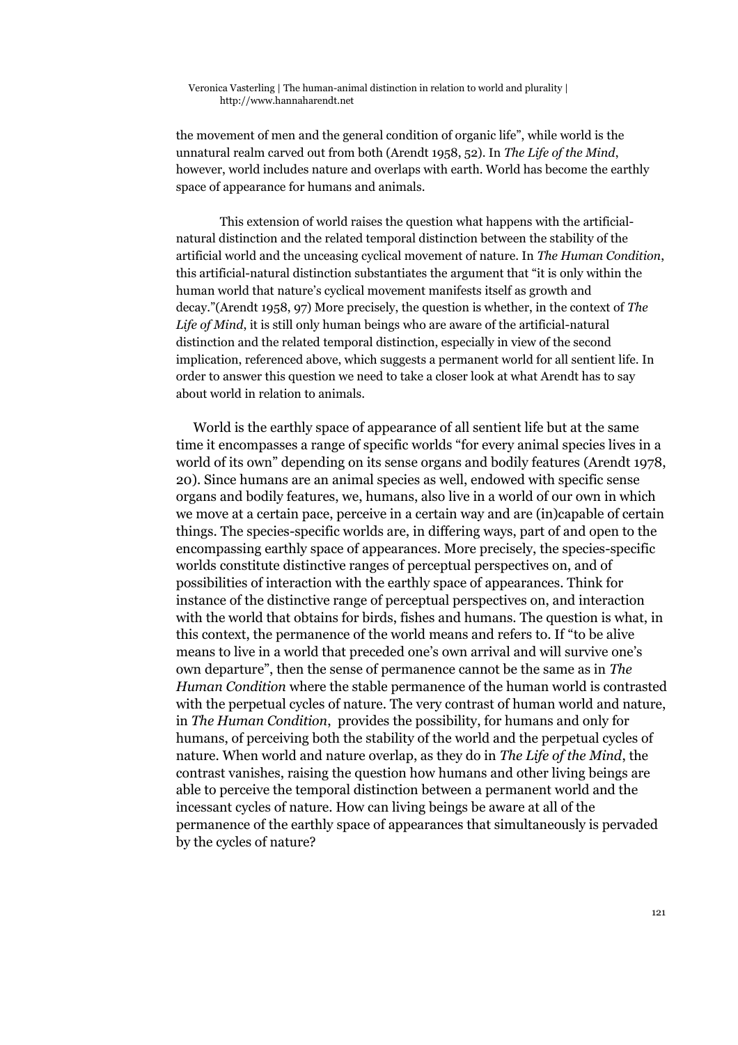the movement of men and the general condition of organic life", while world is the unnatural realm carved out from both (Arendt 1958, 52). In *The Life of the Mind*, however, world includes nature and overlaps with earth. World has become the earthly space of appearance for humans and animals.

This extension of world raises the question what happens with the artificial-natural distinction and the related temporal distinction between the stability of the artificial world and the unceasing cyclical movement of nature. In *The Human Condition*, this artificial-natural distinction substantiates the argument that "it is only within the human world that nature's cyclical movement manifests itself as growth and decay."(Arendt 1958, 97) More precisely, the question is whether, in the context of *The Life of Mind*, it is still only human beings who are aware of the artificial-natural distinction and the related temporal distinction, especially in view of the second implication, referenced above, which suggests a permanent world for all sentient life. In order to answer this question we need to take a closer look at what Arendt has to say about world in relation to animals.

World is the earthly space of appearance of all sentient life but at the same time it encompasses a range of specific worlds "for every animal species lives in a world of its own" depending on its sense organs and bodily features (Arendt 1978, 20). Since humans are an animal species as well, endowed with specific sense organs and bodily features, we, humans, also live in a world of our own in which we move at a certain pace, perceive in a certain way and are (in)capable of certain things. The species-specific worlds are, in differing ways, part of and open to the encompassing earthly space of appearances. More precisely, the species-specific worlds constitute distinctive ranges of perceptual perspectives on, and of possibilities of interaction with the earthly space of appearances. Think for instance of the distinctive range of perceptual perspectives on, and interaction with the world that obtains for birds, fishes and humans. The question is what, in this context, the permanence of the world means and refers to. If "to be alive means to live in a world that preceded one's own arrival and will survive one's own departure", then the sense of permanence cannot be the same as in *The Human Condition* where the stable permanence of the human world is contrasted with the perpetual cycles of nature. The very contrast of human world and nature, in *The Human Condition*, provides the possibility, for humans and only for humans, of perceiving both the stability of the world and the perpetual cycles of nature. When world and nature overlap, as they do in *The Life of the Mind*, the contrast vanishes, raising the question how humans and other living beings are able to perceive the temporal distinction between a permanent world and the incessant cycles of nature. How can living beings be aware at all of the permanence of the earthly space of appearances that simultaneously is pervaded by the cycles of nature?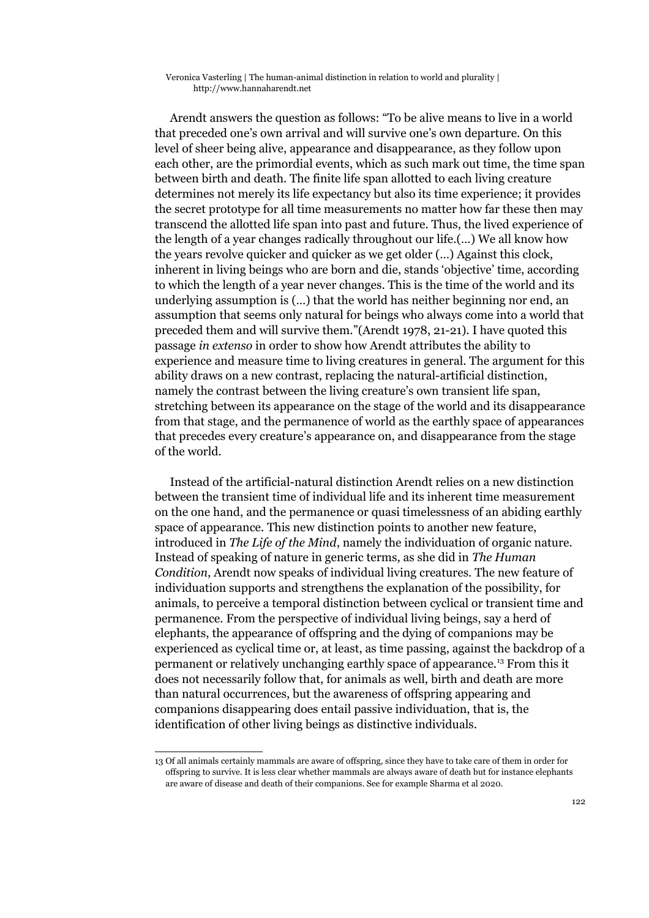Arendt answers the question as follows: “To be alive means to live in a world that preceded one’s own arrival and will survive one’s own departure. On this level of sheer being alive, appearance and disappearance, as they follow upon each other, are the primordial events, which as such mark out time, the time span between birth and death. The finite life span allotted to each living creature determines not merely its life expectancy but also its time experience; it provides the secret prototype for all time measurements no matter how far these then may transcend the allotted life span into past and future. Thus, the lived experience of the length of a year changes radically throughout our life.(…) We all know how the years revolve quicker and quicker as we get older (…) Against this clock, inherent in living beings who are born and die, stands ‘objective’ time, according to which the length of a year never changes. This is the time of the world and its underlying assumption is (…) that the world has neither beginning nor end, an assumption that seems only natural for beings who always come into a world that preceded them and will survive them.”(Arendt 1978, 21-21). I have quoted this passage *in extenso* in order to show how Arendt attributes the ability to experience and measure time to living creatures in general. The argument for this ability draws on a new contrast, replacing the natural-artificial distinction, namely the contrast between the living creature’s own transient life span, stretching between its appearance on the stage of the world and its disappearance from that stage, and the permanence of world as the earthly space of appearances that precedes every creature’s appearance on, and disappearance from the stage of the world.

Instead of the artificial-natural distinction Arendt relies on a new distinction between the transient time of individual life and its inherent time measurement on the one hand, and the permanence or quasi timelessness of an abiding earthly space of appearance. This new distinction points to another new feature, introduced in *The Life of the Mind*, namely the individuation of organic nature. Instead of speaking of nature in generic terms, as she did in *The Human Condition*, Arendt now speaks of individual living creatures. The new feature of individuation supports and strengthens the explanation of the possibility, for animals, to perceive a temporal distinction between cyclical or transient time and permanence. From the perspective of individual living beings, say a herd of elephants, the appearance of offspring and the dying of companions may be experienced as cyclical time or, at least, as time passing, against the backdrop of a permanent or relatively unchanging earthly space of appearance.[13] From this it does not necessarily follow that, for animals as well, birth and death are more than natural occurrences, but the awareness of offspring appearing and companions disappearing does entail passive individuation, that is, the identification of other living beings as distinctive individuals.

---

13 Of all animals certainly mammals are aware of offspring, since they have to take care of them in order for offspring to survive. It is less clear whether mammals are always aware of death but for instance elephants are aware of disease and death of their companions. See for example Sharma et al 2020.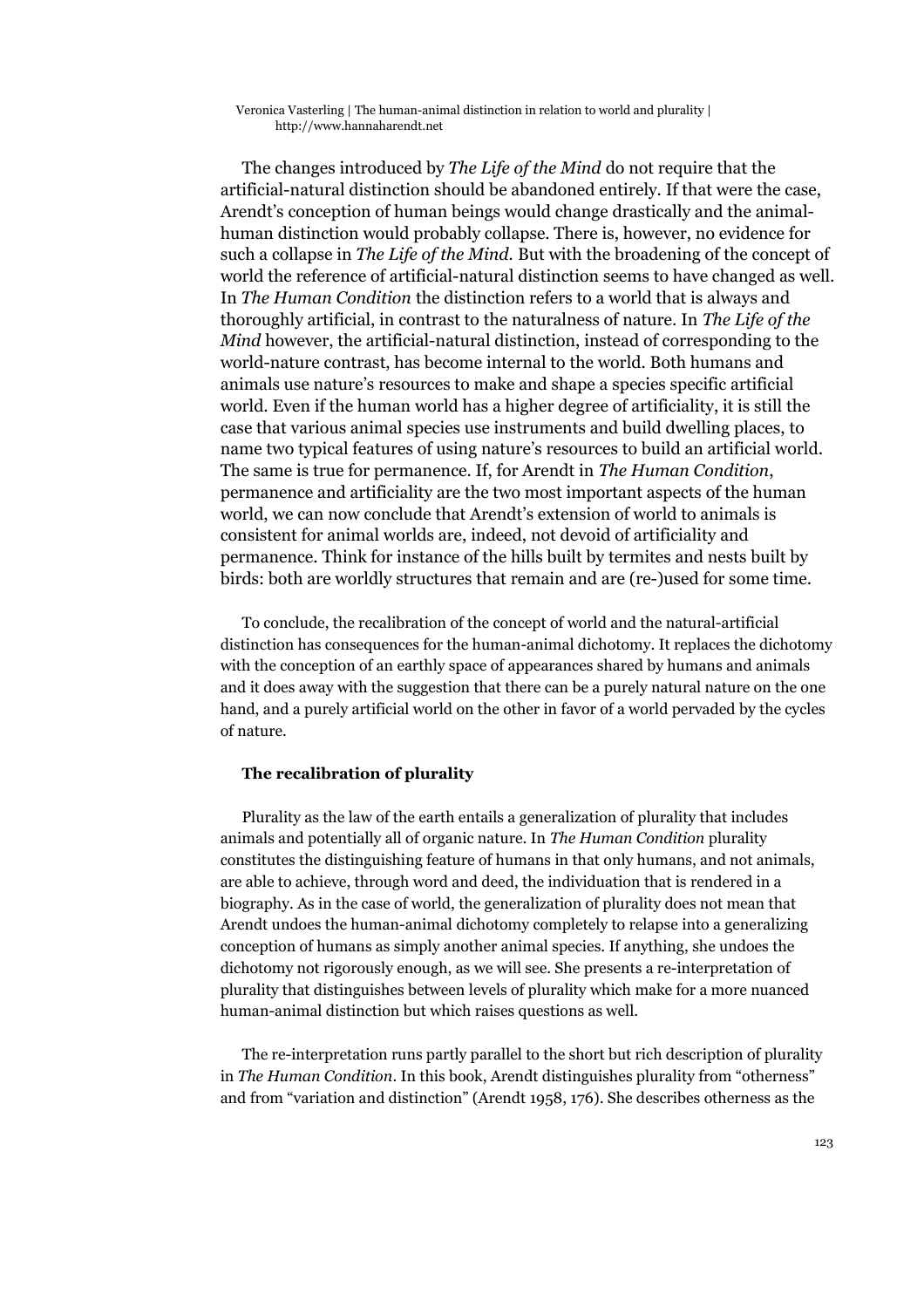The changes introduced by *The Life of the Mind* do not require that the artificial-natural distinction should be abandoned entirely. If that were the case, Arendt's conception of human beings would change drastically and the animal-human distinction would probably collapse. There is, however, no evidence for such a collapse in *The Life of the Mind.* But with the broadening of the concept of world the reference of artificial-natural distinction seems to have changed as well. In *The Human Condition* the distinction refers to a world that is always and thoroughly artificial, in contrast to the naturalness of nature. In *The Life of the Mind* however, the artificial-natural distinction, instead of corresponding to the world-nature contrast, has become internal to the world. Both humans and animals use nature's resources to make and shape a species specific artificial world. Even if the human world has a higher degree of artificiality, it is still the case that various animal species use instruments and build dwelling places, to name two typical features of using nature's resources to build an artificial world. The same is true for permanence. If, for Arendt in *The Human Condition*, permanence and artificiality are the two most important aspects of the human world, we can now conclude that Arendt's extension of world to animals is consistent for animal worlds are, indeed, not devoid of artificiality and permanence. Think for instance of the hills built by termites and nests built by birds: both are worldly structures that remain and are (re-)used for some time.

To conclude, the recalibration of the concept of world and the natural-artificial distinction has consequences for the human-animal dichotomy. It replaces the dichotomy with the conception of an earthly space of appearances shared by humans and animals and it does away with the suggestion that there can be a purely natural nature on the one hand, and a purely artificial world on the other in favor of a world pervaded by the cycles of nature.

### The recalibration of plurality

Plurality as the law of the earth entails a generalization of plurality that includes animals and potentially all of organic nature. In *The Human Condition* plurality constitutes the distinguishing feature of humans in that only humans, and not animals, are able to achieve, through word and deed, the individuation that is rendered in a biography. As in the case of world, the generalization of plurality does not mean that Arendt undoes the human-animal dichotomy completely to relapse into a generalizing conception of humans as simply another animal species. If anything, she undoes the dichotomy not rigorously enough, as we will see. She presents a re-interpretation of plurality that distinguishes between levels of plurality which make for a more nuanced human-animal distinction but which raises questions as well.

The re-interpretation runs partly parallel to the short but rich description of plurality in *The Human Condition*. In this book, Arendt distinguishes plurality from "otherness" and from "variation and distinction" (Arendt 1958, 176). She describes otherness as the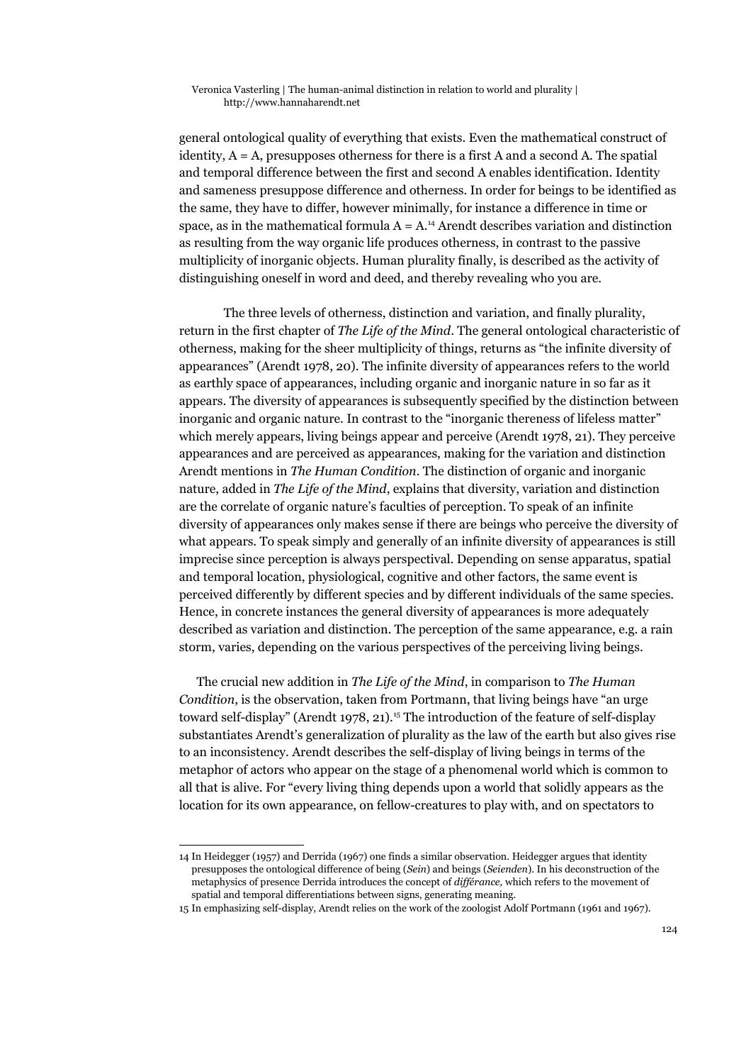general ontological quality of everything that exists. Even the mathematical construct of identity, A = A, presupposes otherness for there is a first A and a second A. The spatial and temporal difference between the first and second A enables identification. Identity and sameness presuppose difference and otherness. In order for beings to be identified as the same, they have to differ, however minimally, for instance a difference in time or space, as in the mathematical formula A = A.[14] Arendt describes variation and distinction as resulting from the way organic life produces otherness, in contrast to the passive multiplicity of inorganic objects. Human plurality finally, is described as the activity of distinguishing oneself in word and deed, and thereby revealing who you are.

The three levels of otherness, distinction and variation, and finally plurality, return in the first chapter of *The Life of the Mind*. The general ontological characteristic of otherness, making for the sheer multiplicity of things, returns as "the infinite diversity of appearances" (Arendt 1978, 20). The infinite diversity of appearances refers to the world as earthly space of appearances, including organic and inorganic nature in so far as it appears. The diversity of appearances is subsequently specified by the distinction between inorganic and organic nature. In contrast to the "inorganic thereness of lifeless matter" which merely appears, living beings appear and perceive (Arendt 1978, 21). They perceive appearances and are perceived as appearances, making for the variation and distinction Arendt mentions in *The Human Condition*. The distinction of organic and inorganic nature, added in *The Life of the Mind*, explains that diversity, variation and distinction are the correlate of organic nature's faculties of perception. To speak of an infinite diversity of appearances only makes sense if there are beings who perceive the diversity of what appears. To speak simply and generally of an infinite diversity of appearances is still imprecise since perception is always perspectival. Depending on sense apparatus, spatial and temporal location, physiological, cognitive and other factors, the same event is perceived differently by different species and by different individuals of the same species. Hence, in concrete instances the general diversity of appearances is more adequately described as variation and distinction. The perception of the same appearance, e.g. a rain storm, varies, depending on the various perspectives of the perceiving living beings.

The crucial new addition in *The Life of the Mind*, in comparison to *The Human Condition*, is the observation, taken from Portmann, that living beings have "an urge toward self-display" (Arendt 1978, 21).[15] The introduction of the feature of self-display substantiates Arendt's generalization of plurality as the law of the earth but also gives rise to an inconsistency. Arendt describes the self-display of living beings in terms of the metaphor of actors who appear on the stage of a phenomenal world which is common to all that is alive. For "every living thing depends upon a world that solidly appears as the location for its own appearance, on fellow-creatures to play with, and on spectators to

---

14 In Heidegger (1957) and Derrida (1967) one finds a similar observation. Heidegger argues that identity presupposes the ontological difference of being (*Sein*) and beings (*Seienden*). In his deconstruction of the metaphysics of presence Derrida introduces the concept of *différance,* which refers to the movement of spatial and temporal differentiations between signs, generating meaning.

15 In emphasizing self-display, Arendt relies on the work of the zoologist Adolf Portmann (1961 and 1967).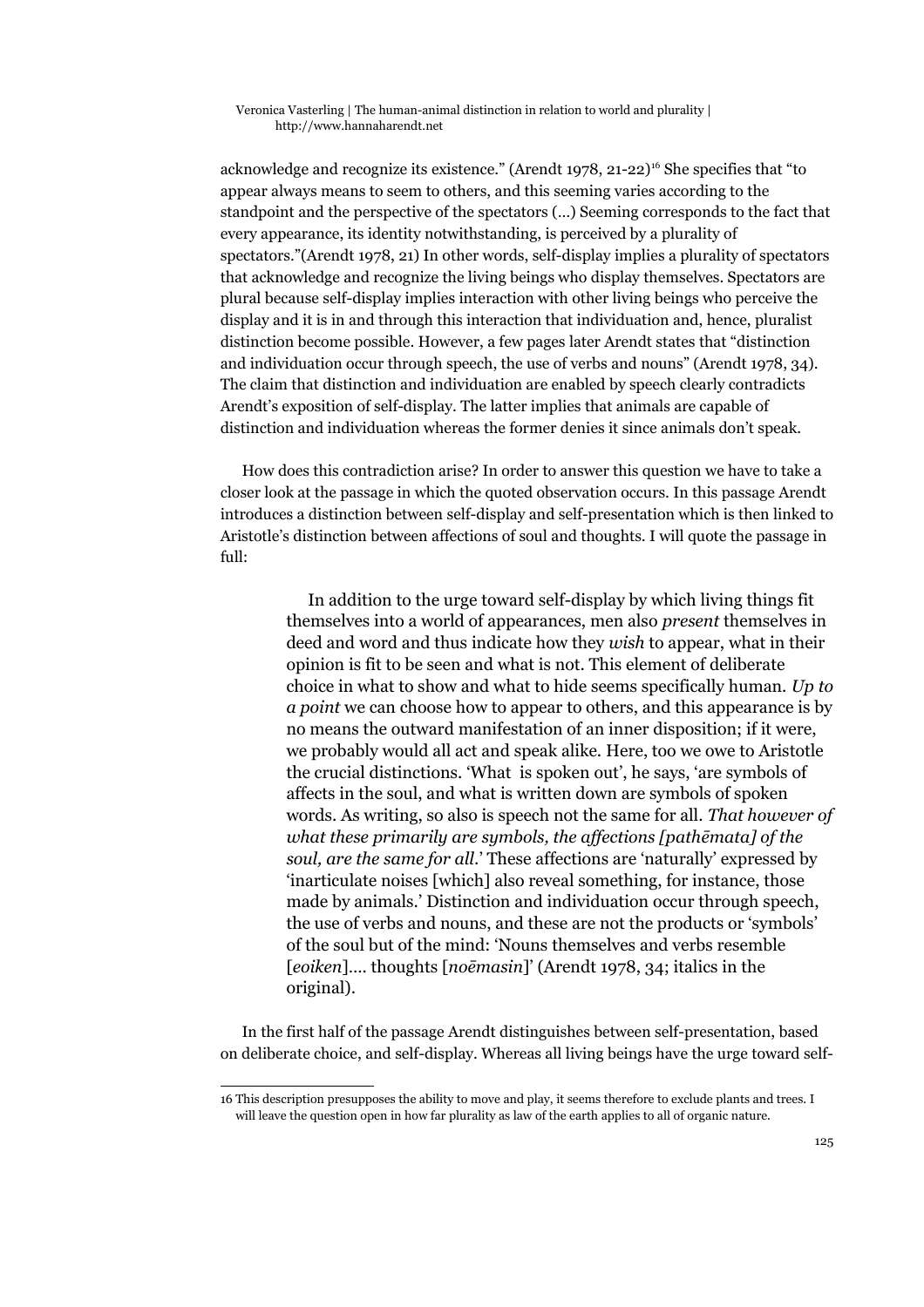acknowledge and recognize its existence." (Arendt 1978, 21-22)[16] She specifies that "to appear always means to seem to others, and this seeming varies according to the standpoint and the perspective of the spectators (...) Seeming corresponds to the fact that every appearance, its identity notwithstanding, is perceived by a plurality of spectators."(Arendt 1978, 21) In other words, self-display implies a plurality of spectators that acknowledge and recognize the living beings who display themselves. Spectators are plural because self-display implies interaction with other living beings who perceive the display and it is in and through this interaction that individuation and, hence, pluralist distinction become possible. However, a few pages later Arendt states that "distinction and individuation occur through speech, the use of verbs and nouns" (Arendt 1978, 34). The claim that distinction and individuation are enabled by speech clearly contradicts Arendt's exposition of self-display. The latter implies that animals are capable of distinction and individuation whereas the former denies it since animals don't speak.

How does this contradiction arise? In order to answer this question we have to take a closer look at the passage in which the quoted observation occurs. In this passage Arendt introduces a distinction between self-display and self-presentation which is then linked to Aristotle's distinction between affections of soul and thoughts. I will quote the passage in full:

> In addition to the urge toward self-display by which living things fit themselves into a world of appearances, men also *present* themselves in deed and word and thus indicate how they *wish* to appear, what in their opinion is fit to be seen and what is not. This element of deliberate choice in what to show and what to hide seems specifically human. *Up to a point* we can choose how to appear to others, and this appearance is by no means the outward manifestation of an inner disposition; if it were, we probably would all act and speak alike. Here, too we owe to Aristotle the crucial distinctions. 'What is spoken out', he says, 'are symbols of affects in the soul, and what is written down are symbols of spoken words. As writing, so also is speech not the same for all. *That however of what these primarily are symbols, the affections [pathēmata] of the soul, are the same for all*.' These affections are 'naturally' expressed by 'inarticulate noises [which] also reveal something, for instance, those made by animals.' Distinction and individuation occur through speech, the use of verbs and nouns, and these are not the products or 'symbols' of the soul but of the mind: 'Nouns themselves and verbs resemble [*eoiken*].... thoughts [*noēmasin*]' (Arendt 1978, 34; italics in the original).

In the first half of the passage Arendt distinguishes between self-presentation, based on deliberate choice, and self-display. Whereas all living beings have the urge toward self-

16 This description presupposes the ability to move and play, it seems therefore to exclude plants and trees. I will leave the question open in how far plurality as law of the earth applies to all of organic nature.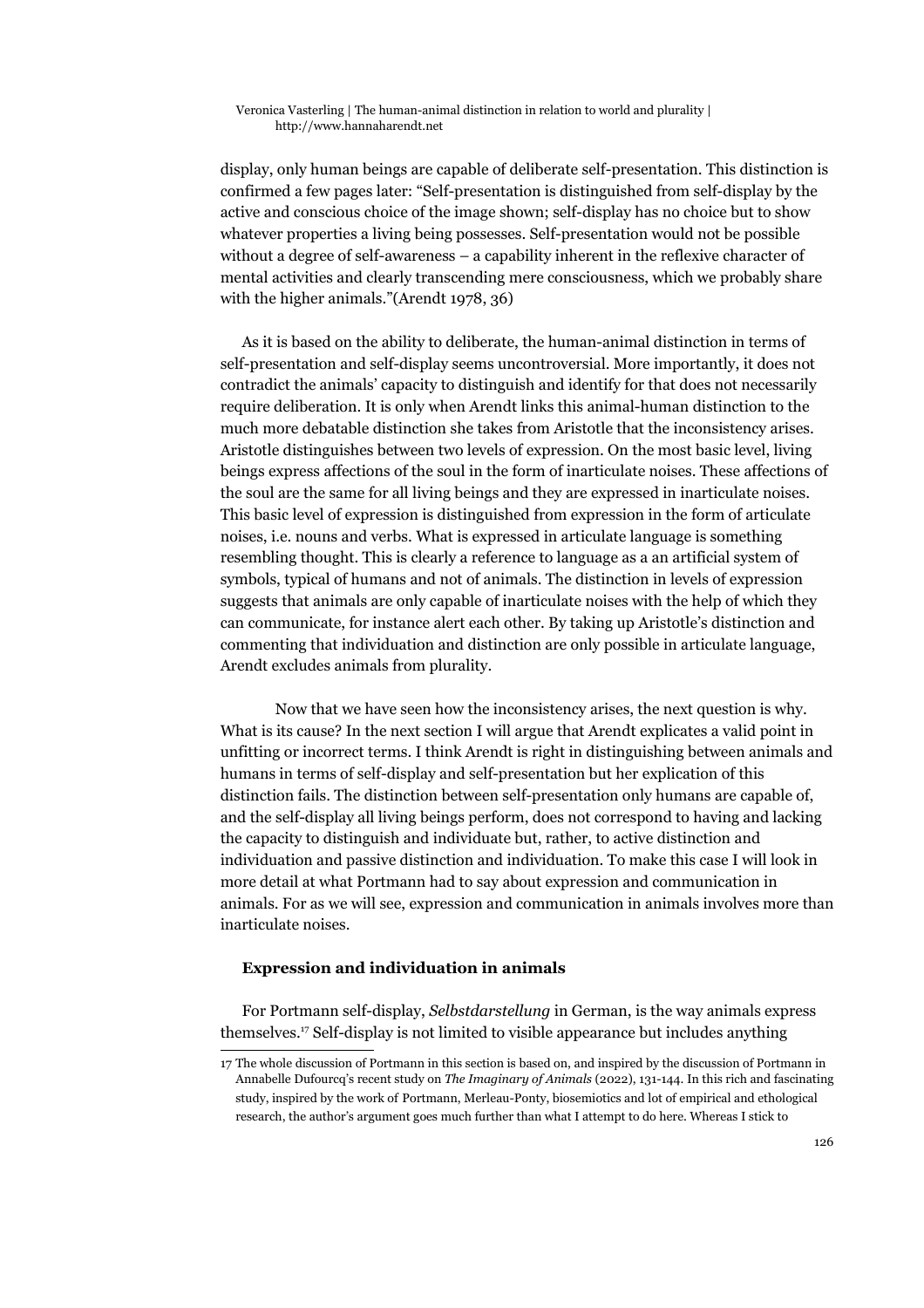display, only human beings are capable of deliberate self-presentation. This distinction is confirmed a few pages later: "Self-presentation is distinguished from self-display by the active and conscious choice of the image shown; self-display has no choice but to show whatever properties a living being possesses. Self-presentation would not be possible without a degree of self-awareness – a capability inherent in the reflexive character of mental activities and clearly transcending mere consciousness, which we probably share with the higher animals."(Arendt 1978, 36)

As it is based on the ability to deliberate, the human-animal distinction in terms of self-presentation and self-display seems uncontroversial. More importantly, it does not contradict the animals' capacity to distinguish and identify for that does not necessarily require deliberation. It is only when Arendt links this animal-human distinction to the much more debatable distinction she takes from Aristotle that the inconsistency arises. Aristotle distinguishes between two levels of expression. On the most basic level, living beings express affections of the soul in the form of inarticulate noises. These affections of the soul are the same for all living beings and they are expressed in inarticulate noises. This basic level of expression is distinguished from expression in the form of articulate noises, i.e. nouns and verbs. What is expressed in articulate language is something resembling thought. This is clearly a reference to language as a an artificial system of symbols, typical of humans and not of animals. The distinction in levels of expression suggests that animals are only capable of inarticulate noises with the help of which they can communicate, for instance alert each other. By taking up Aristotle's distinction and commenting that individuation and distinction are only possible in articulate language, Arendt excludes animals from plurality.

Now that we have seen how the inconsistency arises, the next question is why. What is its cause? In the next section I will argue that Arendt explicates a valid point in unfitting or incorrect terms. I think Arendt is right in distinguishing between animals and humans in terms of self-display and self-presentation but her explication of this distinction fails. The distinction between self-presentation only humans are capable of, and the self-display all living beings perform, does not correspond to having and lacking the capacity to distinguish and individuate but, rather, to active distinction and individuation and passive distinction and individuation. To make this case I will look in more detail at what Portmann had to say about expression and communication in animals. For as we will see, expression and communication in animals involves more than inarticulate noises.

### Expression and individuation in animals

For Portmann self-display, *Selbstdarstellung* in German, is the way animals express themselves.[17] Self-display is not limited to visible appearance but includes anything

17 The whole discussion of Portmann in this section is based on, and inspired by the discussion of Portmann in Annabelle Dufourcq's recent study on *The Imaginary of Animals* (2022), 131-144. In this rich and fascinating study, inspired by the work of Portmann, Merleau-Ponty, biosemiotics and lot of empirical and ethological research, the author's argument goes much further than what I attempt to do here. Whereas I stick to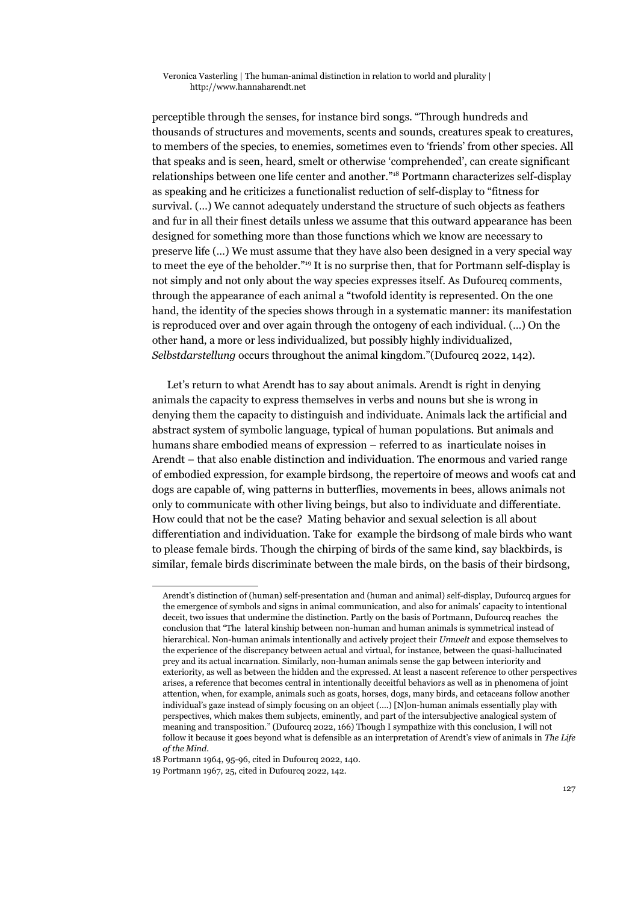perceptible through the senses, for instance bird songs. "Through hundreds and thousands of structures and movements, scents and sounds, creatures speak to creatures, to members of the species, to enemies, sometimes even to 'friends' from other species. All that speaks and is seen, heard, smelt or otherwise 'comprehended', can create significant relationships between one life center and another."[18] Portmann characterizes self-display as speaking and he criticizes a functionalist reduction of self-display to "fitness for survival. (…) We cannot adequately understand the structure of such objects as feathers and fur in all their finest details unless we assume that this outward appearance has been designed for something more than those functions which we know are necessary to preserve life (…) We must assume that they have also been designed in a very special way to meet the eye of the beholder."[19] It is no surprise then, that for Portmann self-display is not simply and not only about the way species expresses itself. As Dufourcq comments, through the appearance of each animal a "twofold identity is represented. On the one hand, the identity of the species shows through in a systematic manner: its manifestation is reproduced over and over again through the ontogeny of each individual. (…) On the other hand, a more or less individualized, but possibly highly individualized, *Selbstdarstellung* occurs throughout the animal kingdom."(Dufourcq 2022, 142).

Let's return to what Arendt has to say about animals. Arendt is right in denying animals the capacity to express themselves in verbs and nouns but she is wrong in denying them the capacity to distinguish and individuate. Animals lack the artificial and abstract system of symbolic language, typical of human populations. But animals and humans share embodied means of expression – referred to as inarticulate noises in Arendt – that also enable distinction and individuation. The enormous and varied range of embodied expression, for example birdsong, the repertoire of meows and woofs cat and dogs are capable of, wing patterns in butterflies, movements in bees, allows animals not only to communicate with other living beings, but also to individuate and differentiate. How could that not be the case? Mating behavior and sexual selection is all about differentiation and individuation. Take for example the birdsong of male birds who want to please female birds. Though the chirping of birds of the same kind, say blackbirds, is similar, female birds discriminate between the male birds, on the basis of their birdsong,

---

Arendt's distinction of (human) self-presentation and (human and animal) self-display, Dufourcq argues for the emergence of symbols and signs in animal communication, and also for animals' capacity to intentional deceit, two issues that undermine the distinction. Partly on the basis of Portmann, Dufourcq reaches the conclusion that "The lateral kinship between non-human and human animals is symmetrical instead of hierarchical. Non-human animals intentionally and actively project their *Umwelt* and expose themselves to the experience of the discrepancy between actual and virtual, for instance, between the quasi-hallucinated prey and its actual incarnation. Similarly, non-human animals sense the gap between interiority and exteriority, as well as between the hidden and the expressed. At least a nascent reference to other perspectives arises, a reference that becomes central in intentionally deceitful behaviors as well as in phenomena of joint attention, when, for example, animals such as goats, horses, dogs, many birds, and cetaceans follow another individual's gaze instead of simply focusing on an object (….) [N]on-human animals essentially play with perspectives, which makes them subjects, eminently, and part of the intersubjective analogical system of meaning and transposition." (Dufourcq 2022, 166) Though I sympathize with this conclusion, I will not follow it because it goes beyond what is defensible as an interpretation of Arendt's view of animals in *The Life of the Mind*.

18 Portmann 1964, 95-96, cited in Dufourcq 2022, 140.

19 Portmann 1967, 25, cited in Dufourcq 2022, 142.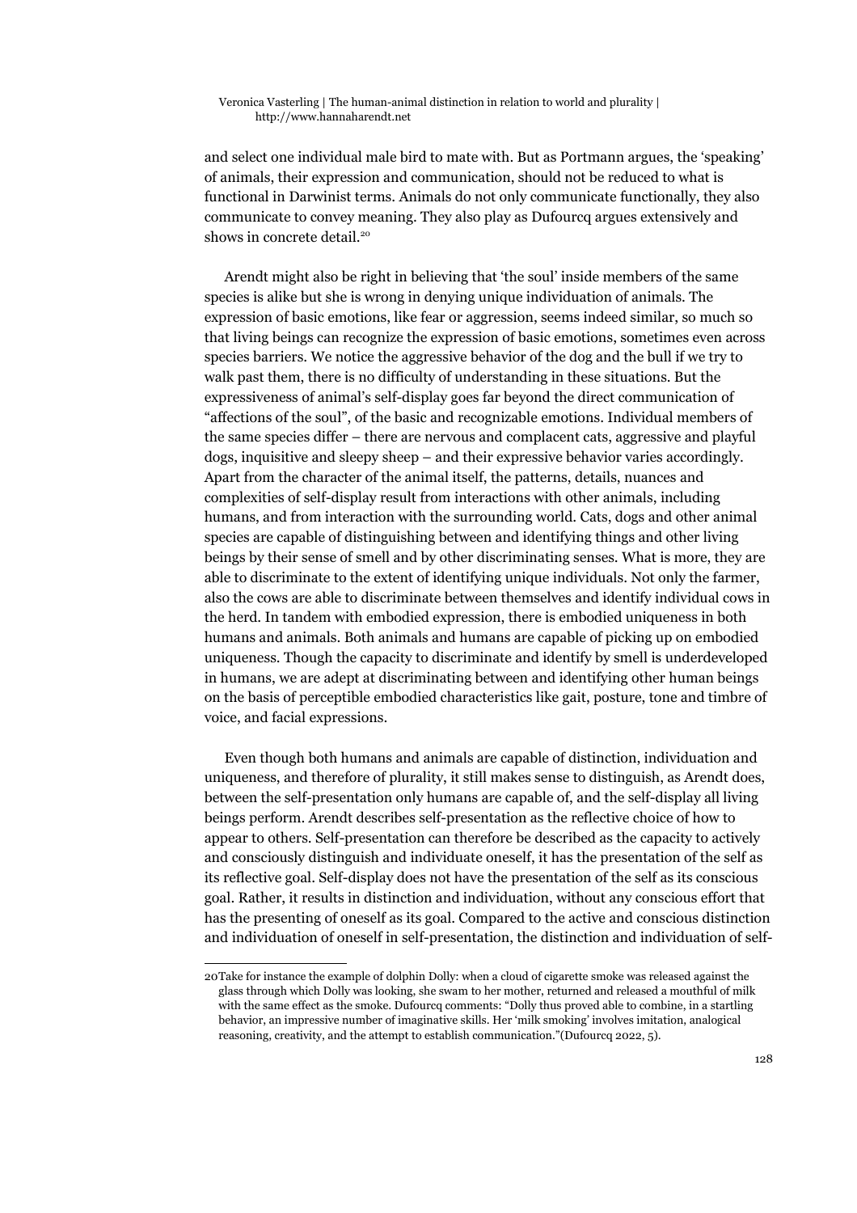and select one individual male bird to mate with. But as Portmann argues, the 'speaking' of animals, their expression and communication, should not be reduced to what is functional in Darwinist terms. Animals do not only communicate functionally, they also communicate to convey meaning. They also play as Dufourcq argues extensively and shows in concrete detail.[20]

Arendt might also be right in believing that 'the soul' inside members of the same species is alike but she is wrong in denying unique individuation of animals. The expression of basic emotions, like fear or aggression, seems indeed similar, so much so that living beings can recognize the expression of basic emotions, sometimes even across species barriers. We notice the aggressive behavior of the dog and the bull if we try to walk past them, there is no difficulty of understanding in these situations. But the expressiveness of animal's self-display goes far beyond the direct communication of "affections of the soul", of the basic and recognizable emotions. Individual members of the same species differ – there are nervous and complacent cats, aggressive and playful dogs, inquisitive and sleepy sheep – and their expressive behavior varies accordingly. Apart from the character of the animal itself, the patterns, details, nuances and complexities of self-display result from interactions with other animals, including humans, and from interaction with the surrounding world. Cats, dogs and other animal species are capable of distinguishing between and identifying things and other living beings by their sense of smell and by other discriminating senses. What is more, they are able to discriminate to the extent of identifying unique individuals. Not only the farmer, also the cows are able to discriminate between themselves and identify individual cows in the herd. In tandem with embodied expression, there is embodied uniqueness in both humans and animals. Both animals and humans are capable of picking up on embodied uniqueness. Though the capacity to discriminate and identify by smell is underdeveloped in humans, we are adept at discriminating between and identifying other human beings on the basis of perceptible embodied characteristics like gait, posture, tone and timbre of voice, and facial expressions.

Even though both humans and animals are capable of distinction, individuation and uniqueness, and therefore of plurality, it still makes sense to distinguish, as Arendt does, between the self-presentation only humans are capable of, and the self-display all living beings perform. Arendt describes self-presentation as the reflective choice of how to appear to others. Self-presentation can therefore be described as the capacity to actively and consciously distinguish and individuate oneself, it has the presentation of the self as its reflective goal. Self-display does not have the presentation of the self as its conscious goal. Rather, it results in distinction and individuation, without any conscious effort that has the presenting of oneself as its goal. Compared to the active and conscious distinction and individuation of oneself in self-presentation, the distinction and individuation of self-

---

[20] Take for instance the example of dolphin Dolly: when a cloud of cigarette smoke was released against the glass through which Dolly was looking, she swam to her mother, returned and released a mouthful of milk with the same effect as the smoke. Dufourcq comments: "Dolly thus proved able to combine, in a startling behavior, an impressive number of imaginative skills. Her 'milk smoking' involves imitation, analogical reasoning, creativity, and the attempt to establish communication."(Dufourcq 2022, 5).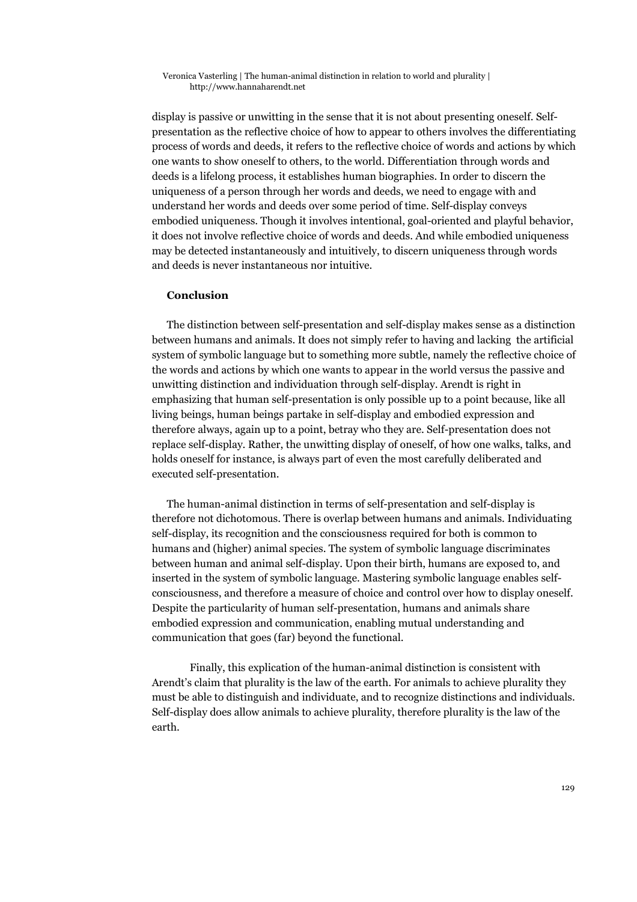display is passive or unwitting in the sense that it is not about presenting oneself. Self-presentation as the reflective choice of how to appear to others involves the differentiating process of words and deeds, it refers to the reflective choice of words and actions by which one wants to show oneself to others, to the world. Differentiation through words and deeds is a lifelong process, it establishes human biographies. In order to discern the uniqueness of a person through her words and deeds, we need to engage with and understand her words and deeds over some period of time. Self-display conveys embodied uniqueness. Though it involves intentional, goal-oriented and playful behavior, it does not involve reflective choice of words and deeds. And while embodied uniqueness may be detected instantaneously and intuitively, to discern uniqueness through words and deeds is never instantaneous nor intuitive.

**Conclusion**

The distinction between self-presentation and self-display makes sense as a distinction between humans and animals. It does not simply refer to having and lacking the artificial system of symbolic language but to something more subtle, namely the reflective choice of the words and actions by which one wants to appear in the world versus the passive and unwitting distinction and individuation through self-display. Arendt is right in emphasizing that human self-presentation is only possible up to a point because, like all living beings, human beings partake in self-display and embodied expression and therefore always, again up to a point, betray who they are. Self-presentation does not replace self-display. Rather, the unwitting display of oneself, of how one walks, talks, and holds oneself for instance, is always part of even the most carefully deliberated and executed self-presentation.

The human-animal distinction in terms of self-presentation and self-display is therefore not dichotomous. There is overlap between humans and animals. Individuating self-display, its recognition and the consciousness required for both is common to humans and (higher) animal species. The system of symbolic language discriminates between human and animal self-display. Upon their birth, humans are exposed to, and inserted in the system of symbolic language. Mastering symbolic language enables self-consciousness, and therefore a measure of choice and control over how to display oneself. Despite the particularity of human self-presentation, humans and animals share embodied expression and communication, enabling mutual understanding and communication that goes (far) beyond the functional.

Finally, this explication of the human-animal distinction is consistent with Arendt's claim that plurality is the law of the earth. For animals to achieve plurality they must be able to distinguish and individuate, and to recognize distinctions and individuals. Self-display does allow animals to achieve plurality, therefore plurality is the law of the earth.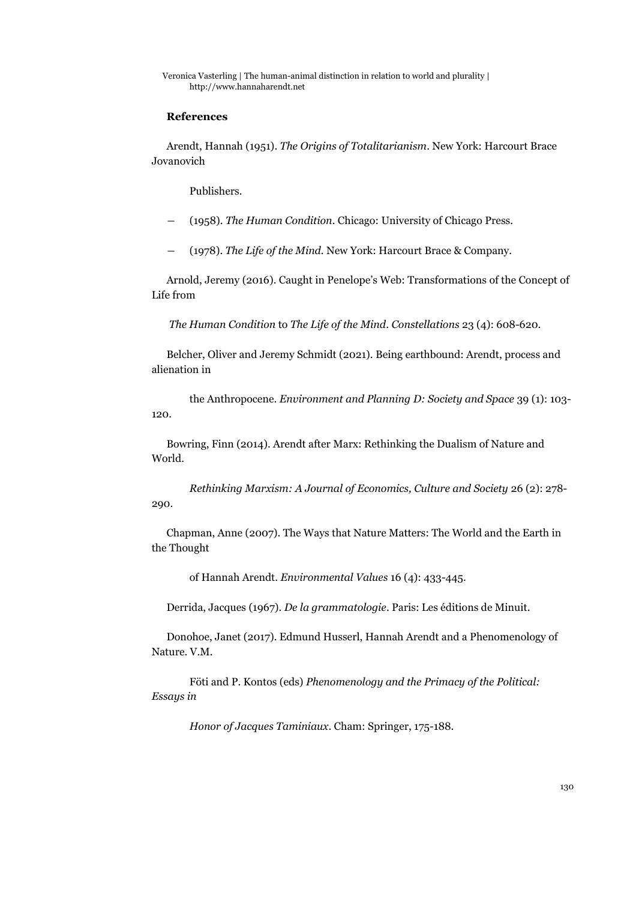## References

Arendt, Hannah (1951). *The Origins of Totalitarianism*. New York: Harcourt Brace Jovanovich Publishers.

— (1958). *The Human Condition*. Chicago: University of Chicago Press.

— (1978). *The Life of the Mind*. New York: Harcourt Brace & Company.

Arnold, Jeremy (2016). Caught in Penelope's Web: Transformations of the Concept of Life from *The Human Condition* to *The Life of the Mind*. *Constellations* 23 (4): 608-620.

Belcher, Oliver and Jeremy Schmidt (2021). Being earthbound: Arendt, process and alienation in the Anthropocene. *Environment and Planning D: Society and Space* 39 (1): 103-120.

Bowring, Finn (2014). Arendt after Marx: Rethinking the Dualism of Nature and World. *Rethinking Marxism: A Journal of Economics, Culture and Society* 26 (2): 278-290.

Chapman, Anne (2007). The Ways that Nature Matters: The World and the Earth in the Thought of Hannah Arendt. *Environmental Values* 16 (4): 433-445.

Derrida, Jacques (1967). *De la grammatologie*. Paris: Les éditions de Minuit.

Donohoe, Janet (2017). Edmund Husserl, Hannah Arendt and a Phenomenology of Nature. V.M. Föti and P. Kontos (eds) *Phenomenology and the Primacy of the Political: Essays in Honor of Jacques Taminiaux*. Cham: Springer, 175-188.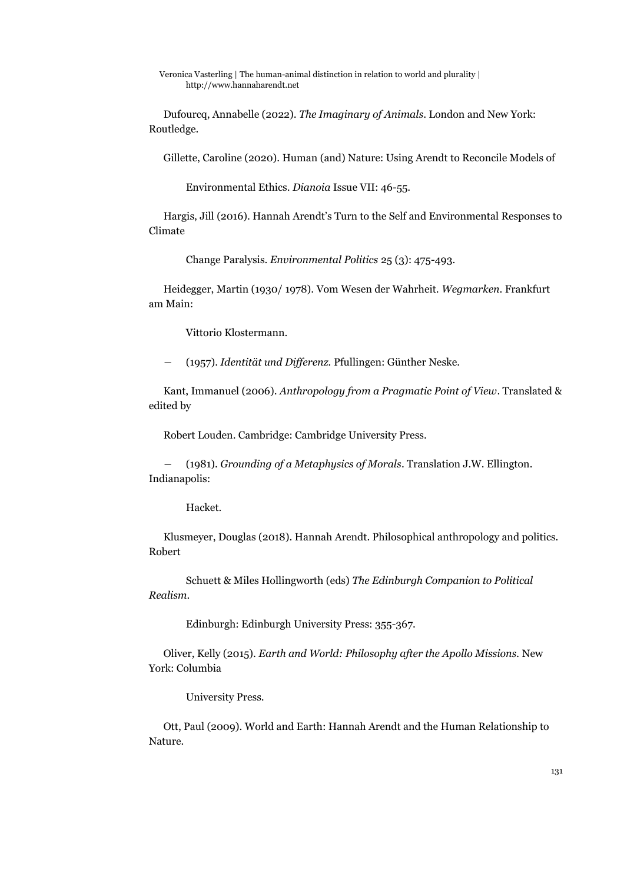Dufourcq, Annabelle (2022). *The Imaginary of Animals*. London and New York: Routledge.

Gillette, Caroline (2020). Human (and) Nature: Using Arendt to Reconcile Models of Environmental Ethics. *Dianoia* Issue VII: 46-55.

Hargis, Jill (2016). Hannah Arendt's Turn to the Self and Environmental Responses to Climate Change Paralysis. *Environmental Politics* 25 (3): 475-493.

Heidegger, Martin (1930/ 1978). Vom Wesen der Wahrheit. *Wegmarken*. Frankfurt am Main: Vittorio Klostermann.

— (1957). *Identität und Differenz.* Pfullingen: Günther Neske.

Kant, Immanuel (2006). *Anthropology from a Pragmatic Point of View*. Translated & edited by Robert Louden. Cambridge: Cambridge University Press.

— (1981). *Grounding of a Metaphysics of Morals*. Translation J.W. Ellington. Indianapolis: Hacket.

Klusmeyer, Douglas (2018). Hannah Arendt. Philosophical anthropology and politics. Robert Schuett & Miles Hollingworth (eds) *The Edinburgh Companion to Political Realism*. Edinburgh: Edinburgh University Press: 355-367.

Oliver, Kelly (2015). *Earth and World: Philosophy after the Apollo Missions.* New York: Columbia University Press.

Ott, Paul (2009). World and Earth: Hannah Arendt and the Human Relationship to Nature.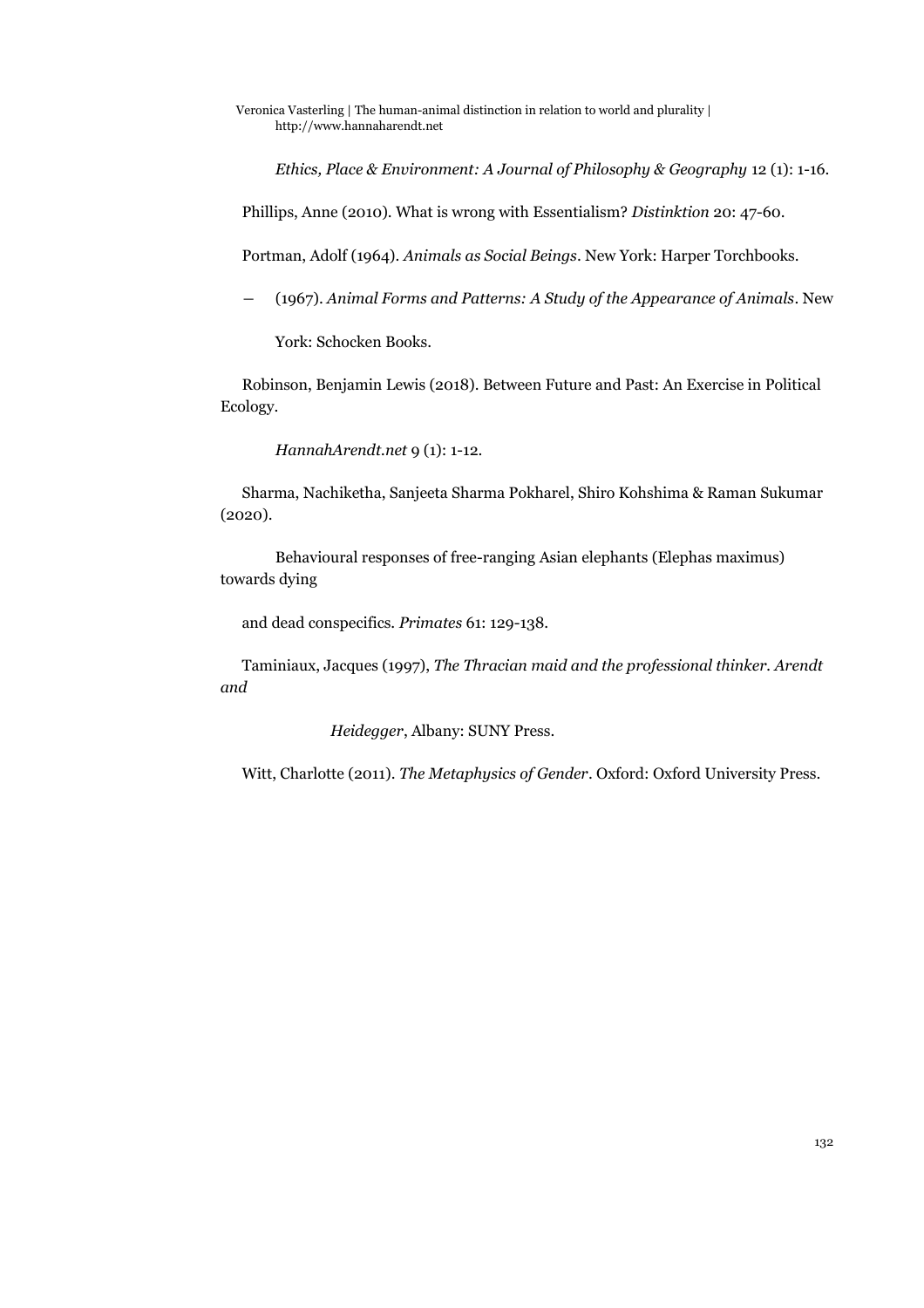*Ethics, Place & Environment: A Journal of Philosophy & Geography* 12 (1): 1-16.

Phillips, Anne (2010). What is wrong with Essentialism? *Distinktion* 20: 47-60.

Portman, Adolf (1964). *Animals as Social Beings*. New York: Harper Torchbooks.

– (1967). *Animal Forms and Patterns: A Study of the Appearance of Animals*. New York: Schocken Books.

Robinson, Benjamin Lewis (2018). Between Future and Past: An Exercise in Political Ecology. *HannahArendt.net* 9 (1): 1-12.

Sharma, Nachiketha, Sanjeeta Sharma Pokharel, Shiro Kohshima & Raman Sukumar (2020). Behavioural responses of free-ranging Asian elephants (Elephas maximus) towards dying and dead conspecifics. *Primates* 61: 129-138.

Taminiaux, Jacques (1997), *The Thracian maid and the professional thinker. Arendt and Heidegger*, Albany: SUNY Press.

Witt, Charlotte (2011). *The Metaphysics of Gender*. Oxford: Oxford University Press.